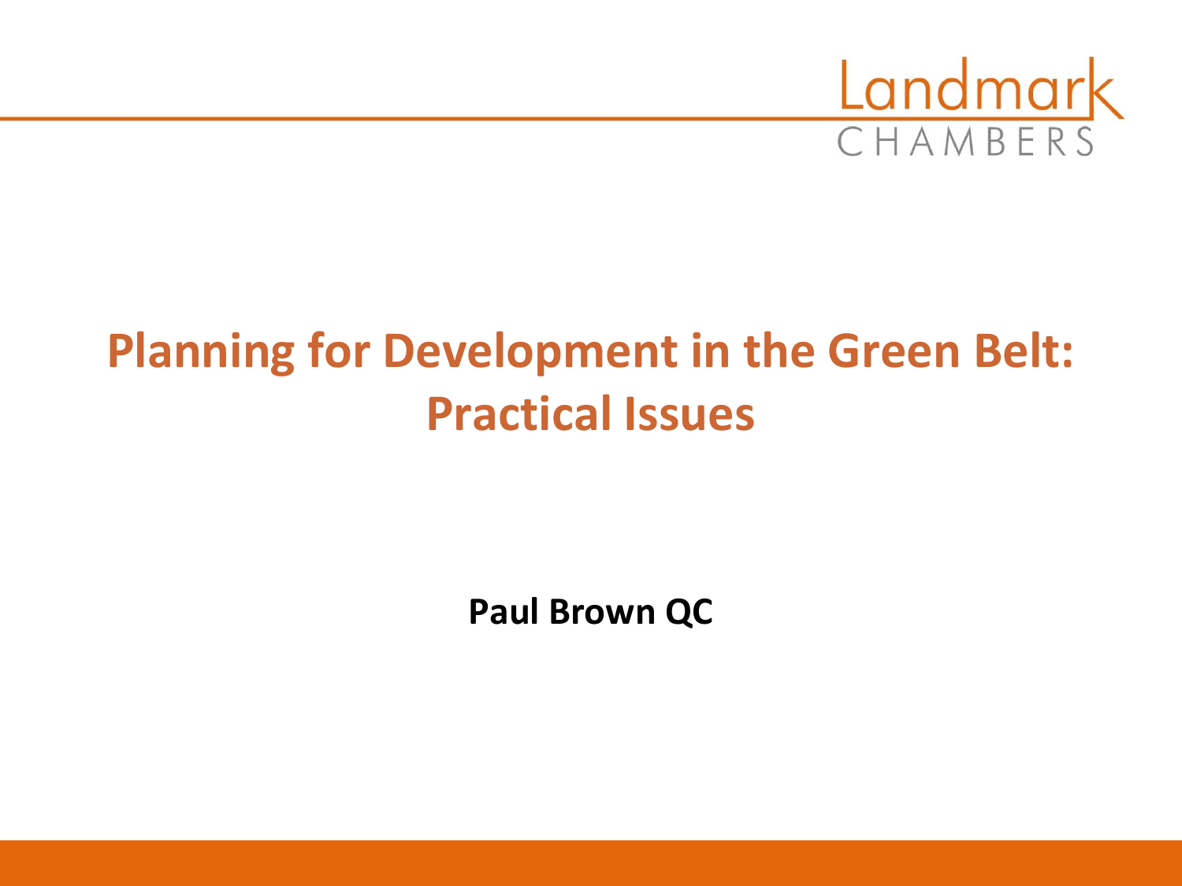Landmark CHAMBERS

# Planning for Development in the Green Belt: Practical Issues

**Paul Brown QC**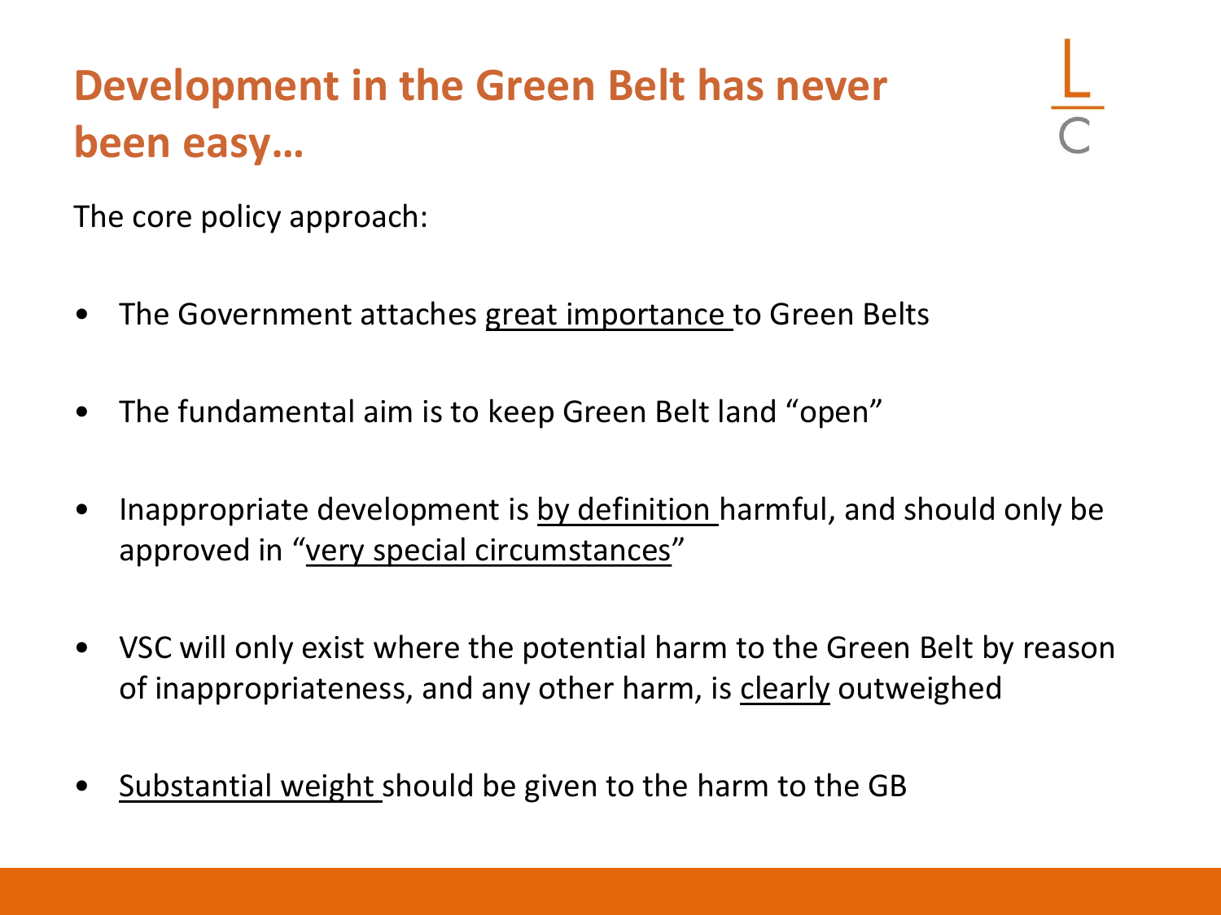# Development in the Green Belt has never been easy…

The core policy approach:

- The Government attaches <u>great importance</u> to Green Belts
- The fundamental aim is to keep Green Belt land "open"
- Inappropriate development is <u>by definition</u> harmful, and should only be approved in "<u>very special circumstances</u>"
- VSC will only exist where the potential harm to the Green Belt by reason of inappropriateness, and any other harm, is <u>clearly</u> outweighed
- <u>Substantial weight</u> should be given to the harm to the GB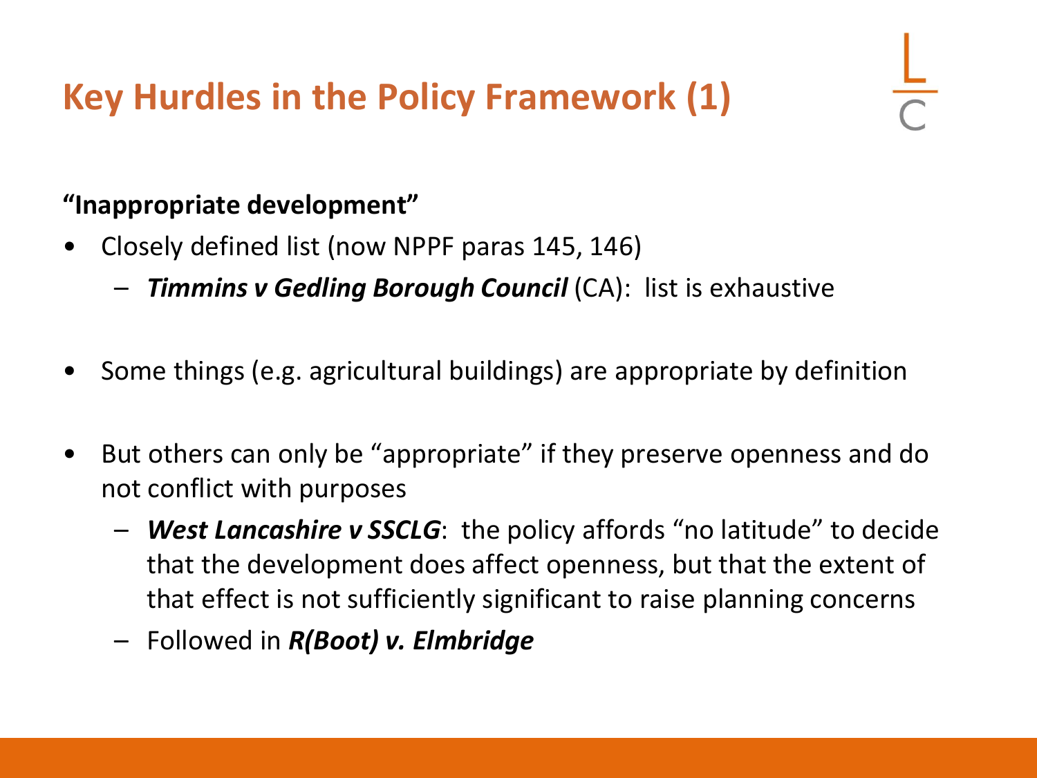# Key Hurdles in the Policy Framework (1)

**"Inappropriate development"**

- Closely defined list (now NPPF paras 145, 146)
  - ***Timmins v Gedling Borough Council*** (CA): list is exhaustive
- Some things (e.g. agricultural buildings) are appropriate by definition
- But others can only be "appropriate" if they preserve openness and do not conflict with purposes
  - ***West Lancashire v SSCLG***: the policy affords "no latitude" to decide that the development does affect openness, but that the extent of that effect is not sufficiently significant to raise planning concerns
  - Followed in ***R(Boot) v. Elmbridge***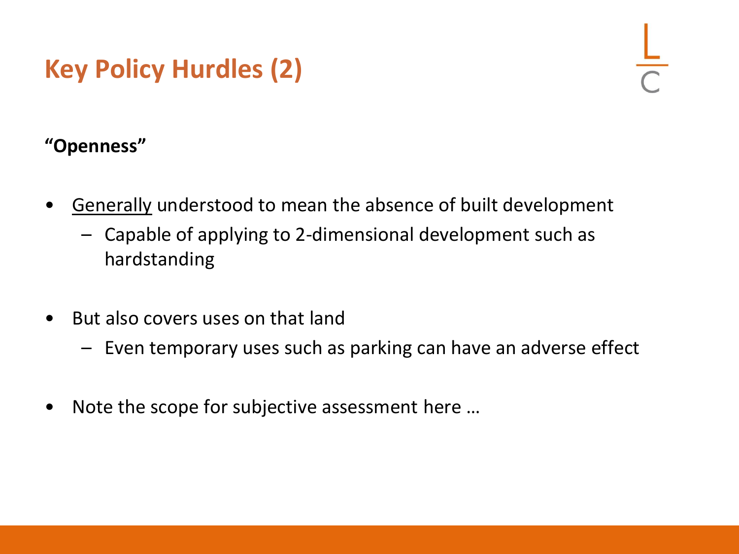# Key Policy Hurdles (2)

**"Openness"**

- <u>Generally</u> understood to mean the absence of built development
  - Capable of applying to 2-dimensional development such as hardstanding
- But also covers uses on that land
  - Even temporary uses such as parking can have an adverse effect
- Note the scope for subjective assessment here …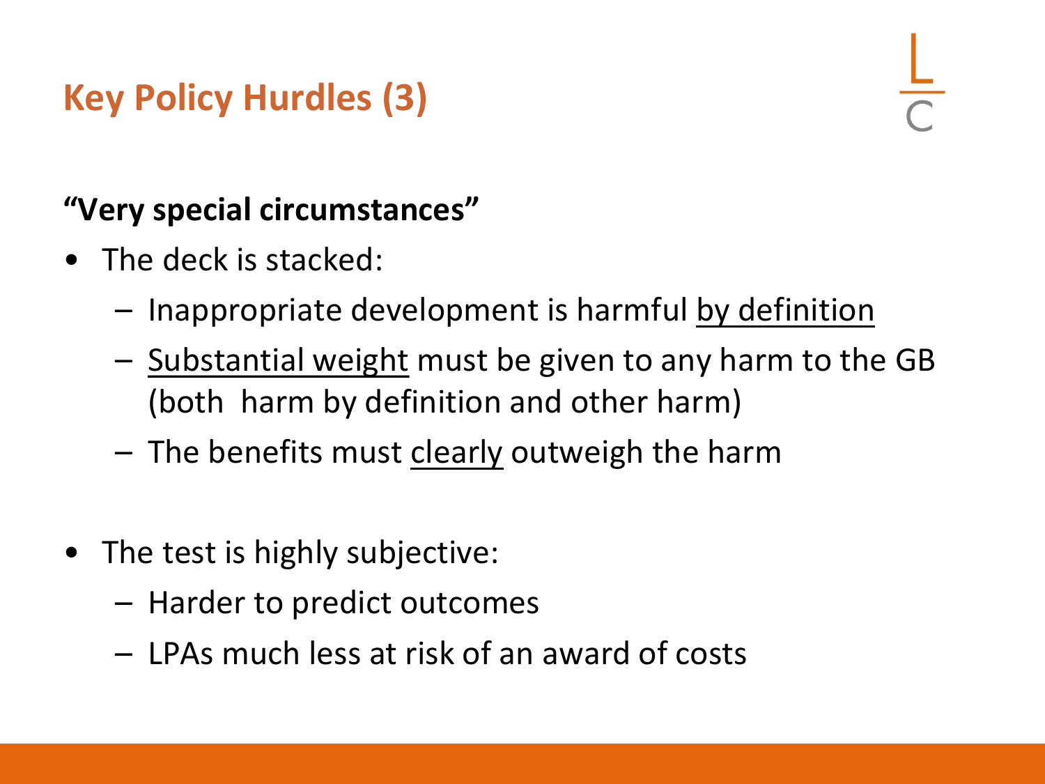# Key Policy Hurdles (3)

**"Very special circumstances"**

- The deck is stacked:
  - Inappropriate development is harmful <u>by definition</u>
  - <u>Substantial weight</u> must be given to any harm to the GB (both harm by definition and other harm)
  - The benefits must <u>clearly</u> outweigh the harm
- The test is highly subjective:
  - Harder to predict outcomes
  - LPAs much less at risk of an award of costs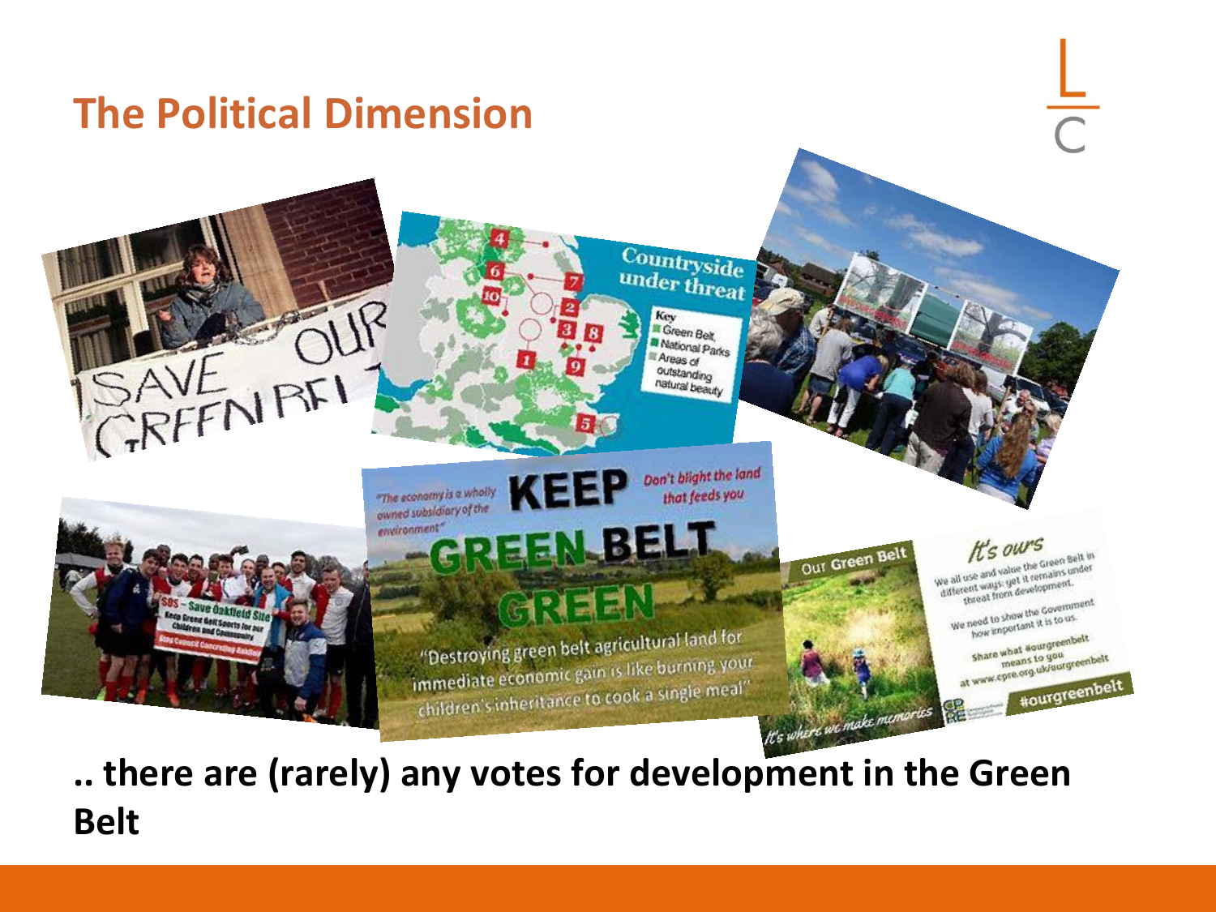## The Political Dimension

**.. there are (rarely) any votes for development in the Green Belt**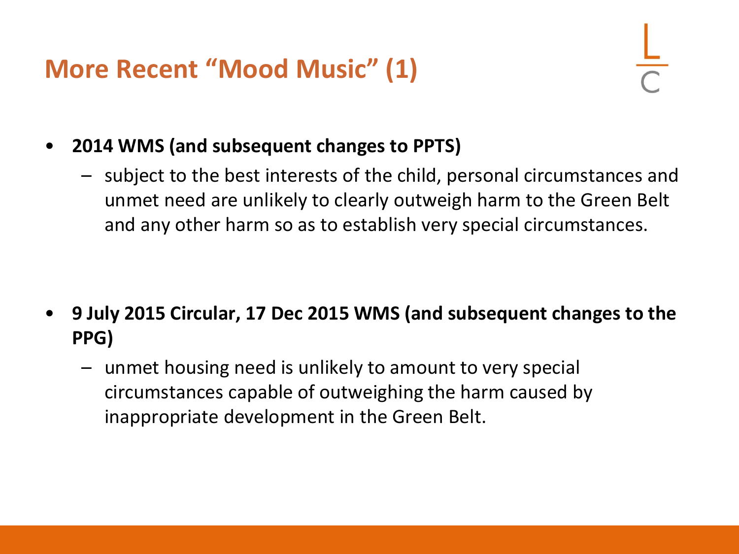# More Recent "Mood Music" (1)

- **2014 WMS (and subsequent changes to PPTS)**
  - subject to the best interests of the child, personal circumstances and unmet need are unlikely to clearly outweigh harm to the Green Belt and any other harm so as to establish very special circumstances.

- **9 July 2015 Circular, 17 Dec 2015 WMS (and subsequent changes to the PPG)**
  - unmet housing need is unlikely to amount to very special circumstances capable of outweighing the harm caused by inappropriate development in the Green Belt.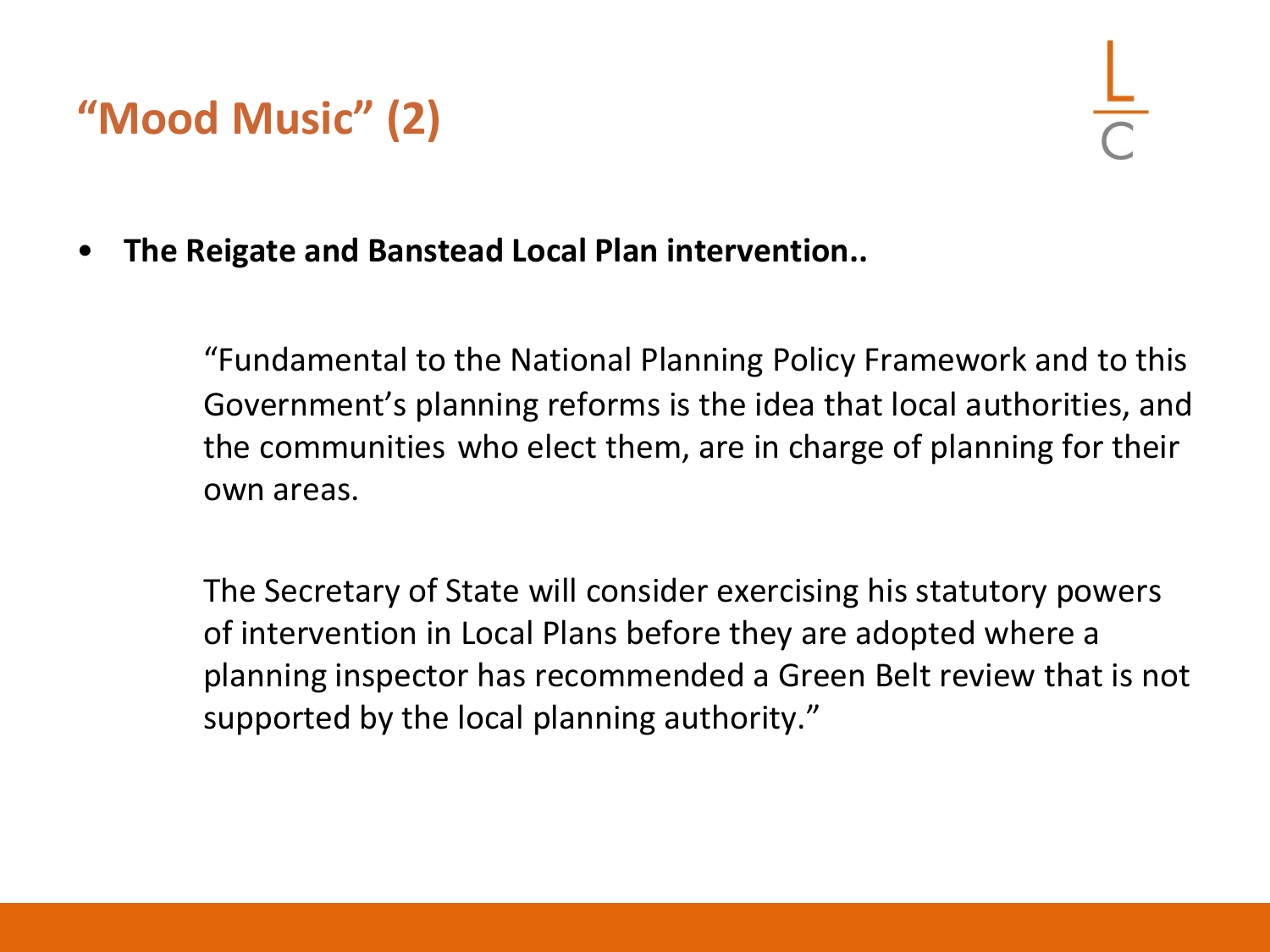# "Mood Music" (2)

- **The Reigate and Banstead Local Plan intervention..**

> "Fundamental to the National Planning Policy Framework and to this Government's planning reforms is the idea that local authorities, and the communities who elect them, are in charge of planning for their own areas.
>
> The Secretary of State will consider exercising his statutory powers of intervention in Local Plans before they are adopted where a planning inspector has recommended a Green Belt review that is not supported by the local planning authority."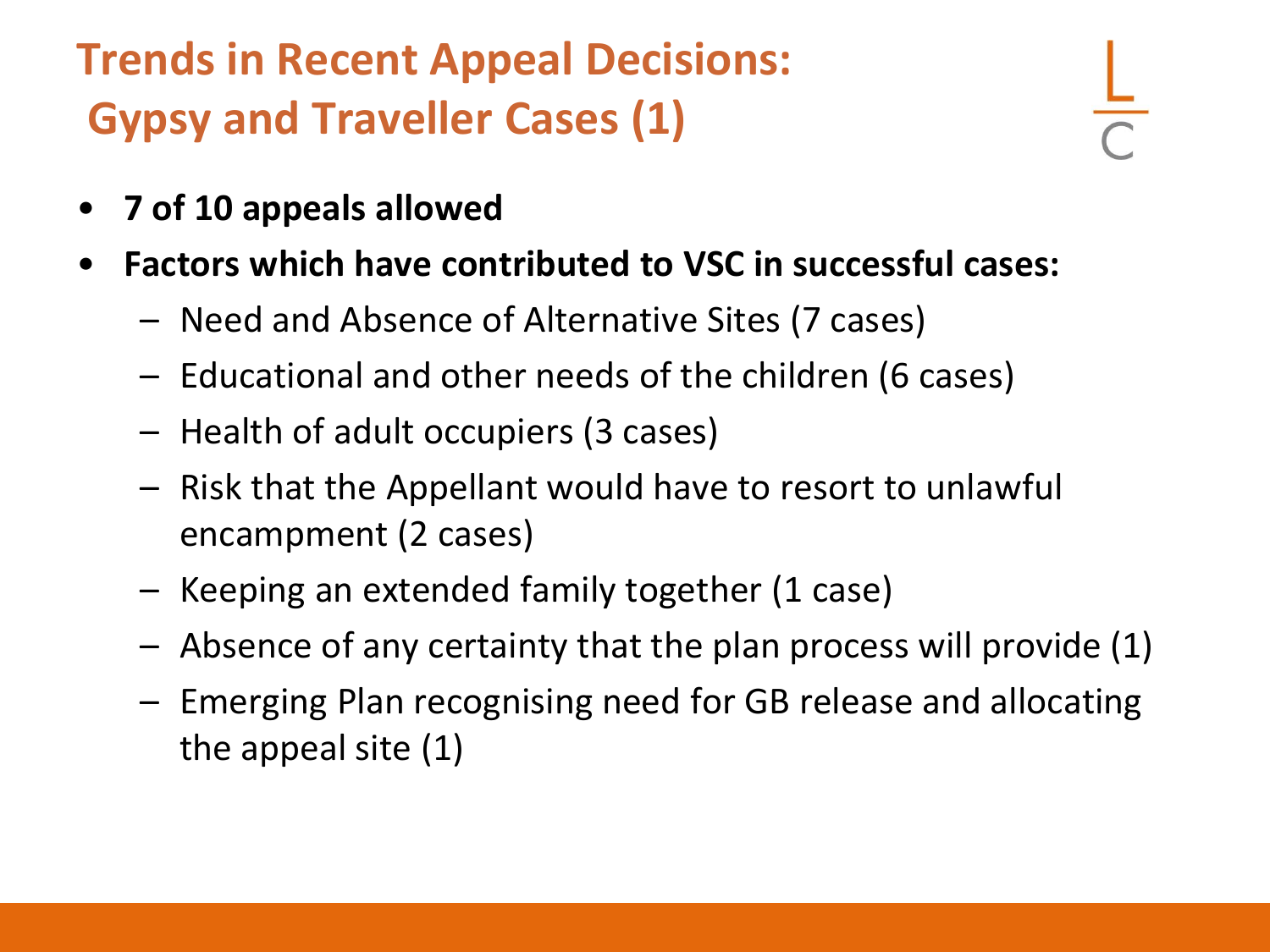# Trends in Recent Appeal Decisions: Gypsy and Traveller Cases (1)

- **7 of 10 appeals allowed**
- **Factors which have contributed to VSC in successful cases:**
  - Need and Absence of Alternative Sites (7 cases)
  - Educational and other needs of the children (6 cases)
  - Health of adult occupiers (3 cases)
  - Risk that the Appellant would have to resort to unlawful encampment (2 cases)
  - Keeping an extended family together (1 case)
  - Absence of any certainty that the plan process will provide (1)
  - Emerging Plan recognising need for GB release and allocating the appeal site (1)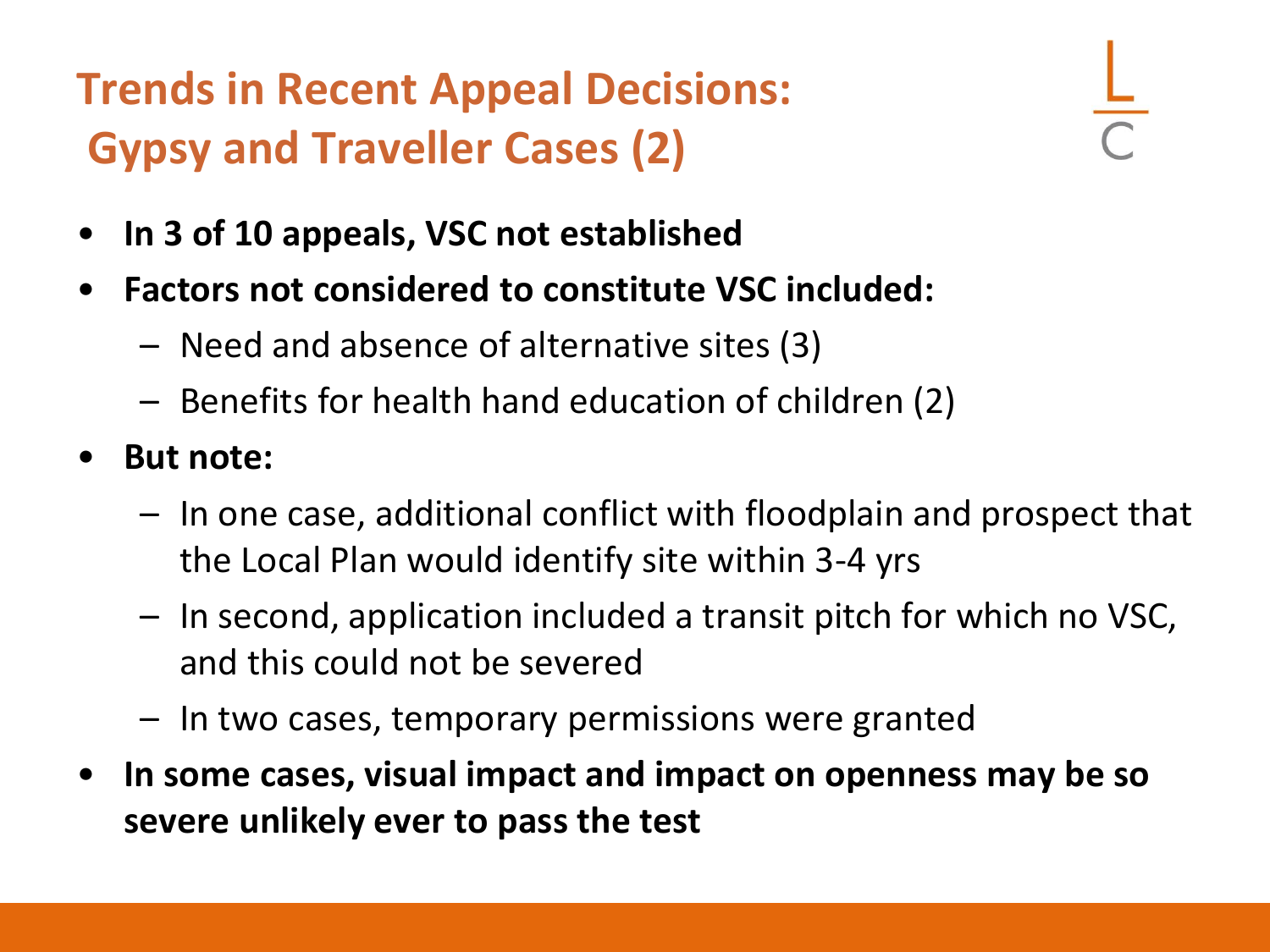# Trends in Recent Appeal Decisions: Gypsy and Traveller Cases (2)

- **In 3 of 10 appeals, VSC not established**
- **Factors not considered to constitute VSC included:**
  - Need and absence of alternative sites (3)
  - Benefits for health hand education of children (2)
- **But note:**
  - In one case, additional conflict with floodplain and prospect that the Local Plan would identify site within 3-4 yrs
  - In second, application included a transit pitch for which no VSC, and this could not be severed
  - In two cases, temporary permissions were granted
- **In some cases, visual impact and impact on openness may be so severe unlikely ever to pass the test**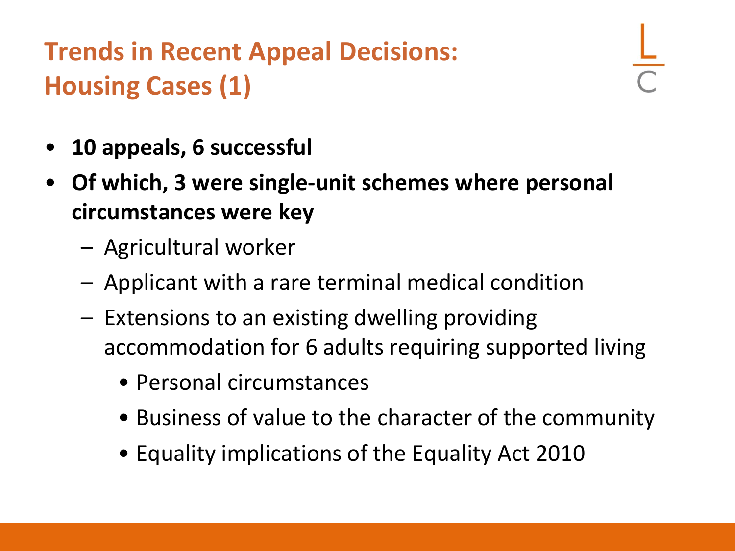# Trends in Recent Appeal Decisions: Housing Cases (1)

- **10 appeals, 6 successful**
- **Of which, 3 were single-unit schemes where personal circumstances were key**
  - Agricultural worker
  - Applicant with a rare terminal medical condition
  - Extensions to an existing dwelling providing accommodation for 6 adults requiring supported living
    - Personal circumstances
    - Business of value to the character of the community
    - Equality implications of the Equality Act 2010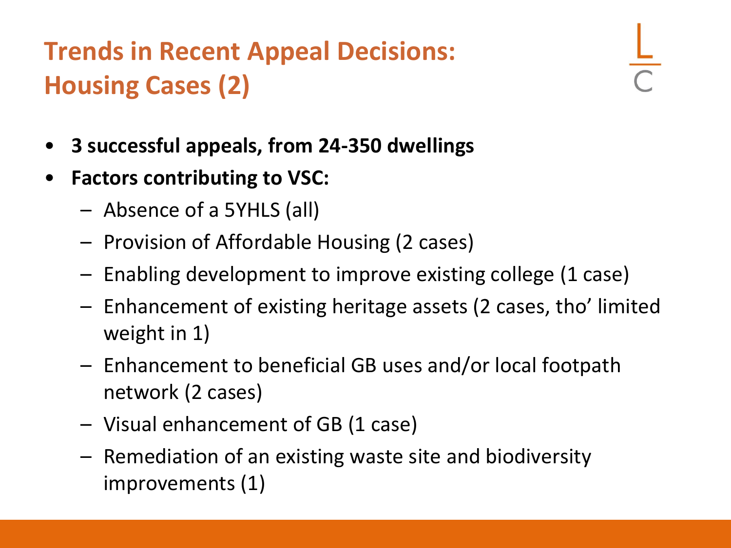# Trends in Recent Appeal Decisions: Housing Cases (2)

- **3 successful appeals, from 24-350 dwellings**
- **Factors contributing to VSC:**
  - Absence of a 5YHLS (all)
  - Provision of Affordable Housing (2 cases)
  - Enabling development to improve existing college (1 case)
  - Enhancement of existing heritage assets (2 cases, tho' limited weight in 1)
  - Enhancement to beneficial GB uses and/or local footpath network (2 cases)
  - Visual enhancement of GB (1 case)
  - Remediation of an existing waste site and biodiversity improvements (1)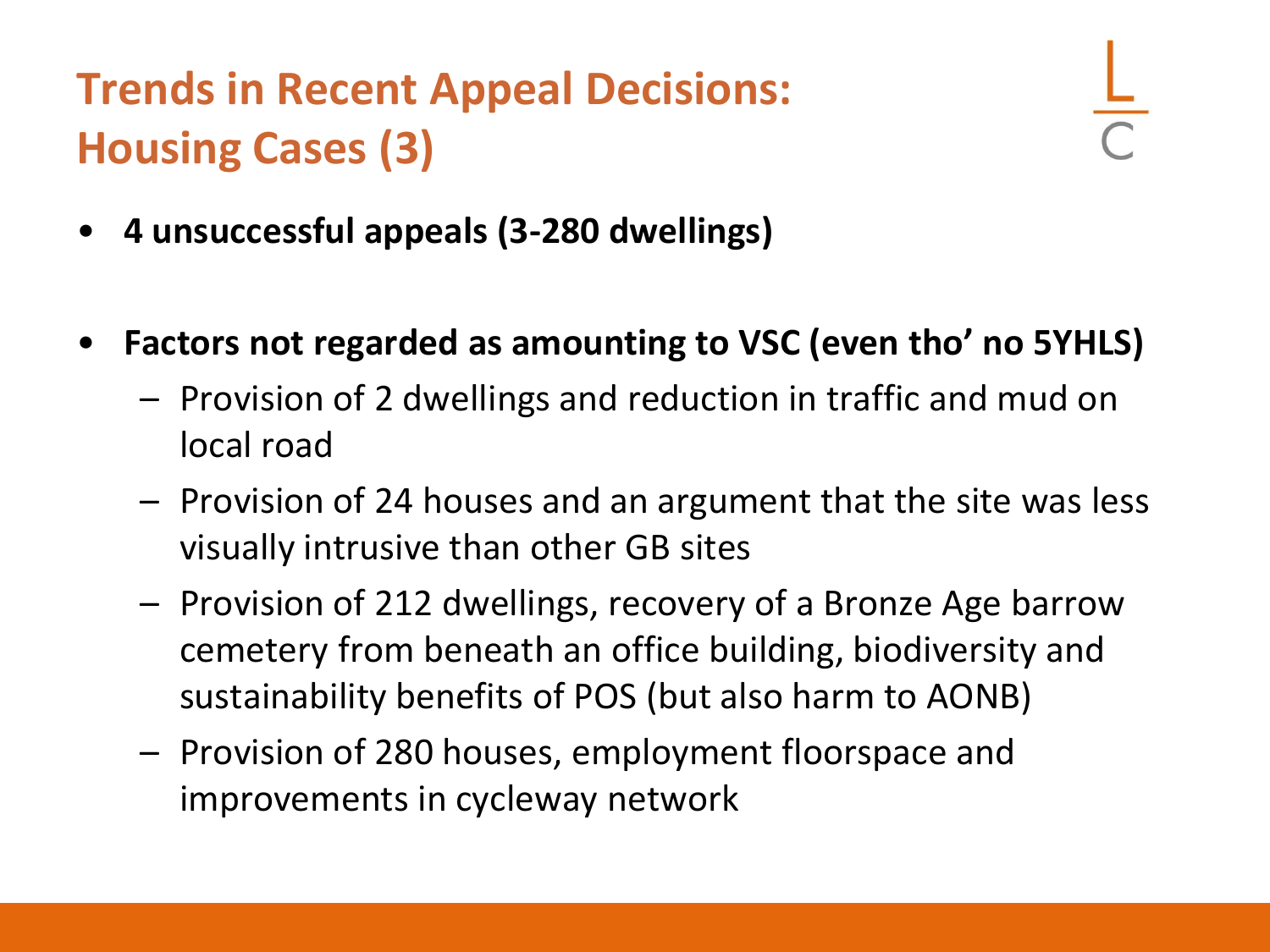# Trends in Recent Appeal Decisions: Housing Cases (3)

- **4 unsuccessful appeals (3-280 dwellings)**

- **Factors not regarded as amounting to VSC (even tho' no 5YHLS)**
  - Provision of 2 dwellings and reduction in traffic and mud on local road
  - Provision of 24 houses and an argument that the site was less visually intrusive than other GB sites
  - Provision of 212 dwellings, recovery of a Bronze Age barrow cemetery from beneath an office building, biodiversity and sustainability benefits of POS (but also harm to AONB)
  - Provision of 280 houses, employment floorspace and improvements in cycleway network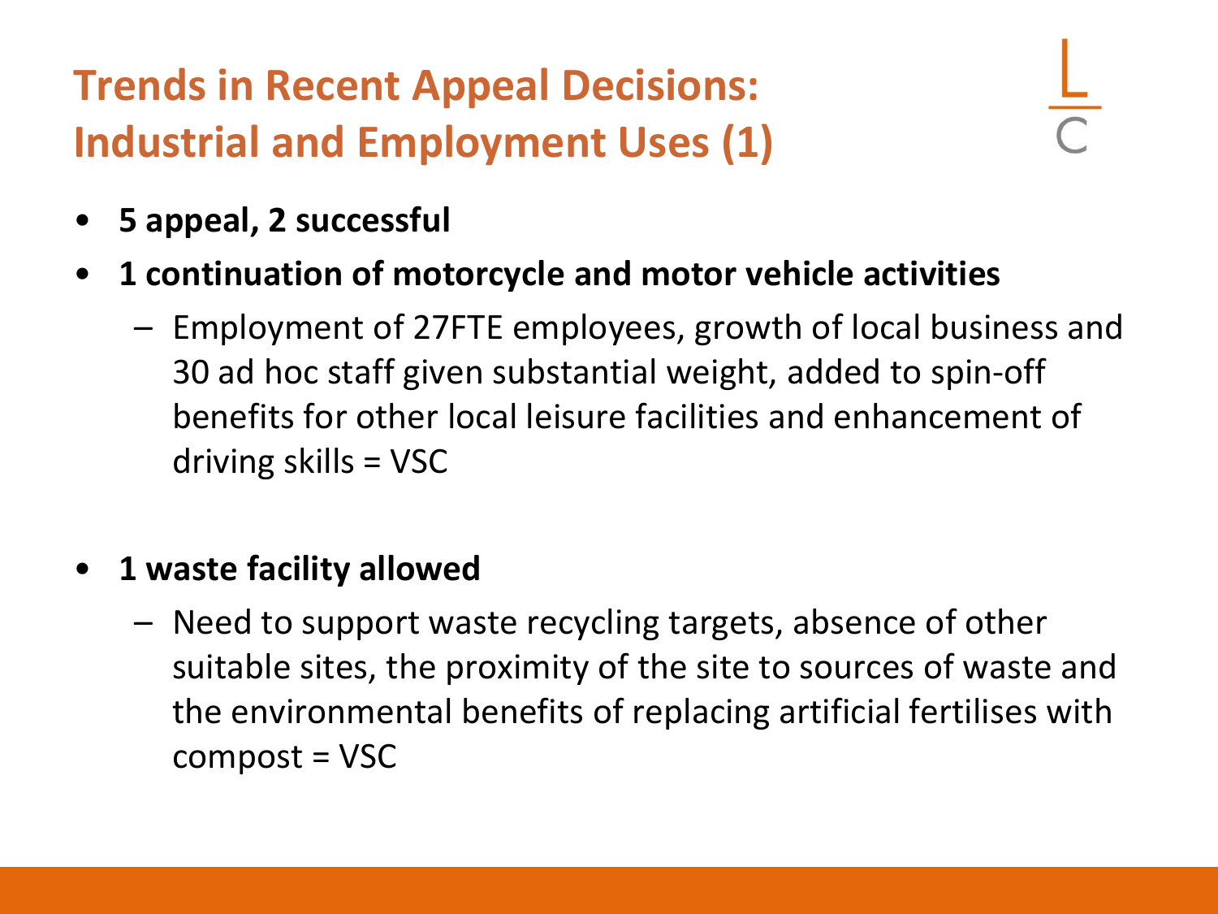# Trends in Recent Appeal Decisions: Industrial and Employment Uses (1)

- **5 appeal, 2 successful**
- **1 continuation of motorcycle and motor vehicle activities**
  - Employment of 27FTE employees, growth of local business and 30 ad hoc staff given substantial weight, added to spin-off benefits for other local leisure facilities and enhancement of driving skills = VSC
- **1 waste facility allowed**
  - Need to support waste recycling targets, absence of other suitable sites, the proximity of the site to sources of waste and the environmental benefits of replacing artificial fertilises with compost = VSC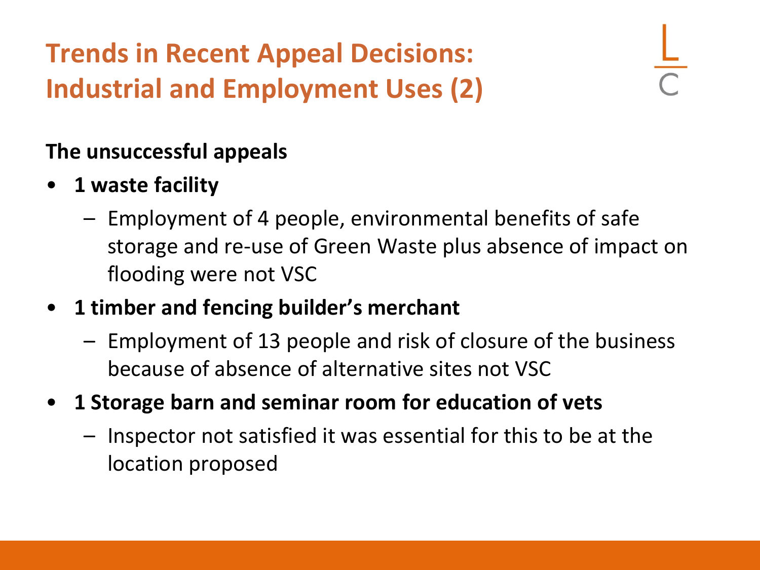# Trends in Recent Appeal Decisions: Industrial and Employment Uses (2)

**The unsuccessful appeals**

- **1 waste facility**
  - Employment of 4 people, environmental benefits of safe storage and re-use of Green Waste plus absence of impact on flooding were not VSC
- **1 timber and fencing builder's merchant**
  - Employment of 13 people and risk of closure of the business because of absence of alternative sites not VSC
- **1 Storage barn and seminar room for education of vets**
  - Inspector not satisfied it was essential for this to be at the location proposed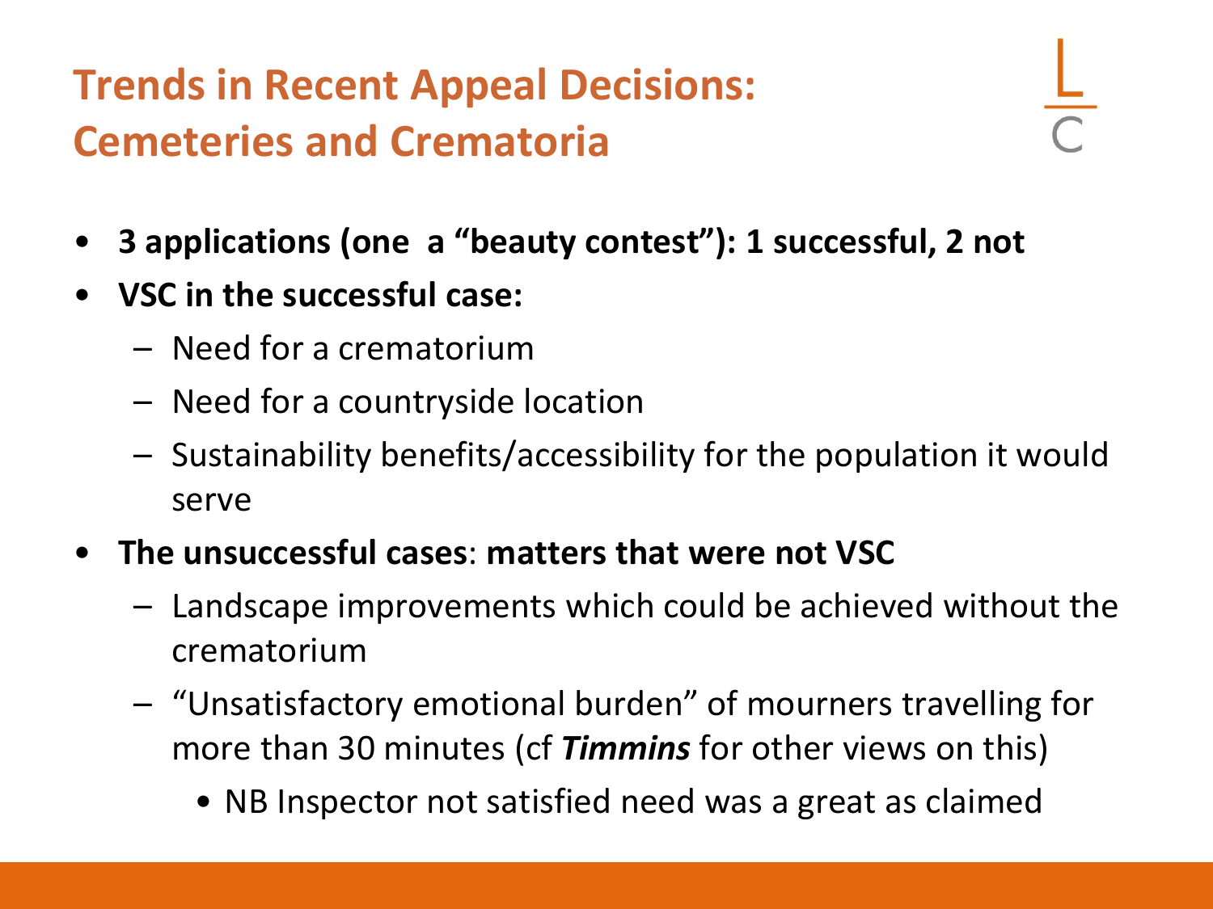# Trends in Recent Appeal Decisions: Cemeteries and Crematoria

- **3 applications (one a "beauty contest"): 1 successful, 2 not**
- **VSC in the successful case:**
  - Need for a crematorium
  - Need for a countryside location
  - Sustainability benefits/accessibility for the population it would serve
- **The unsuccessful cases**: **matters that were not VSC**
  - Landscape improvements which could be achieved without the crematorium
  - "Unsatisfactory emotional burden" of mourners travelling for more than 30 minutes (cf ***Timmins*** for other views on this)
    - NB Inspector not satisfied need was a great as claimed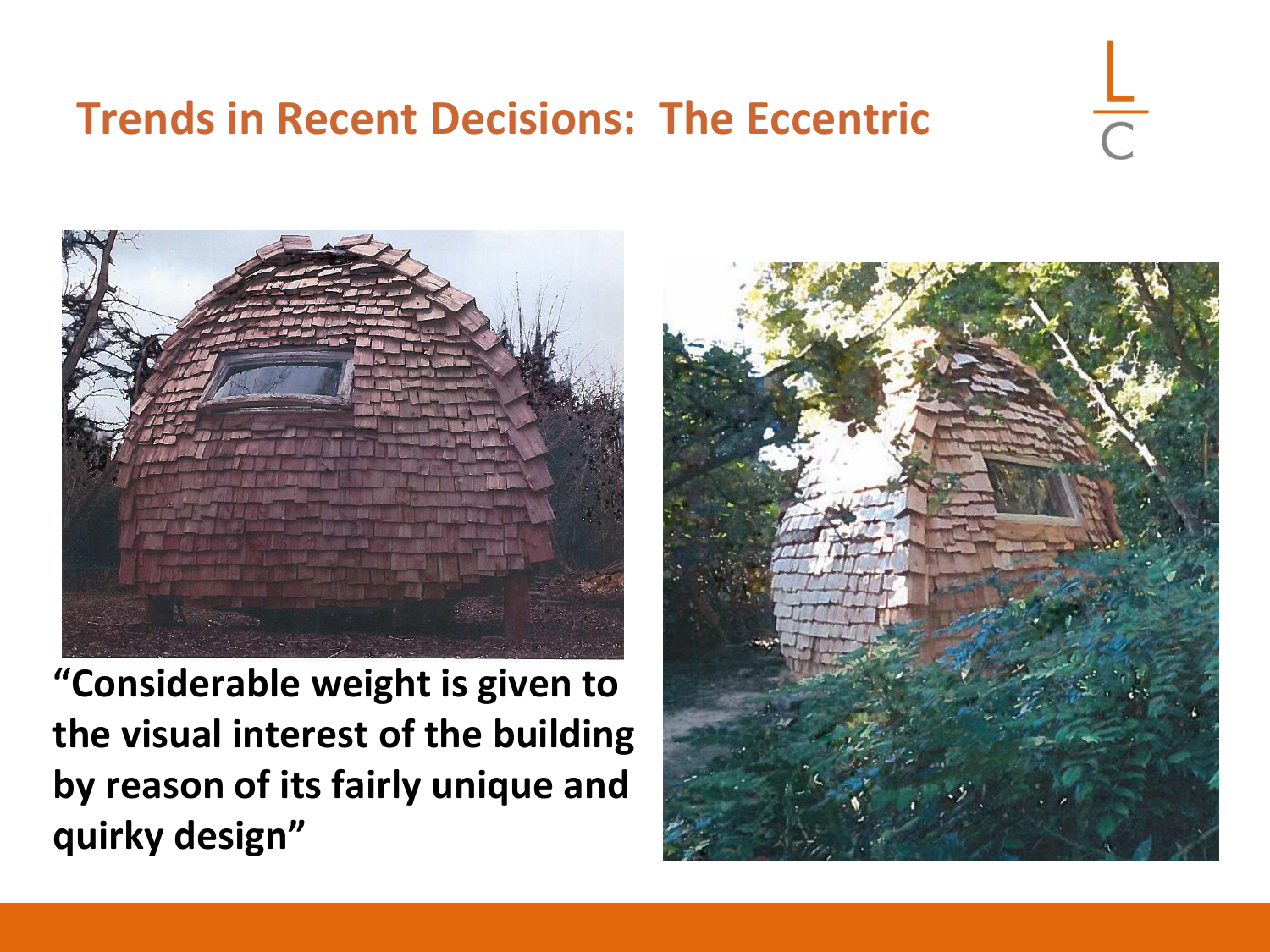## Trends in Recent Decisions: The Eccentric

**“Considerable weight is given to the visual interest of the building by reason of its fairly unique and quirky design”**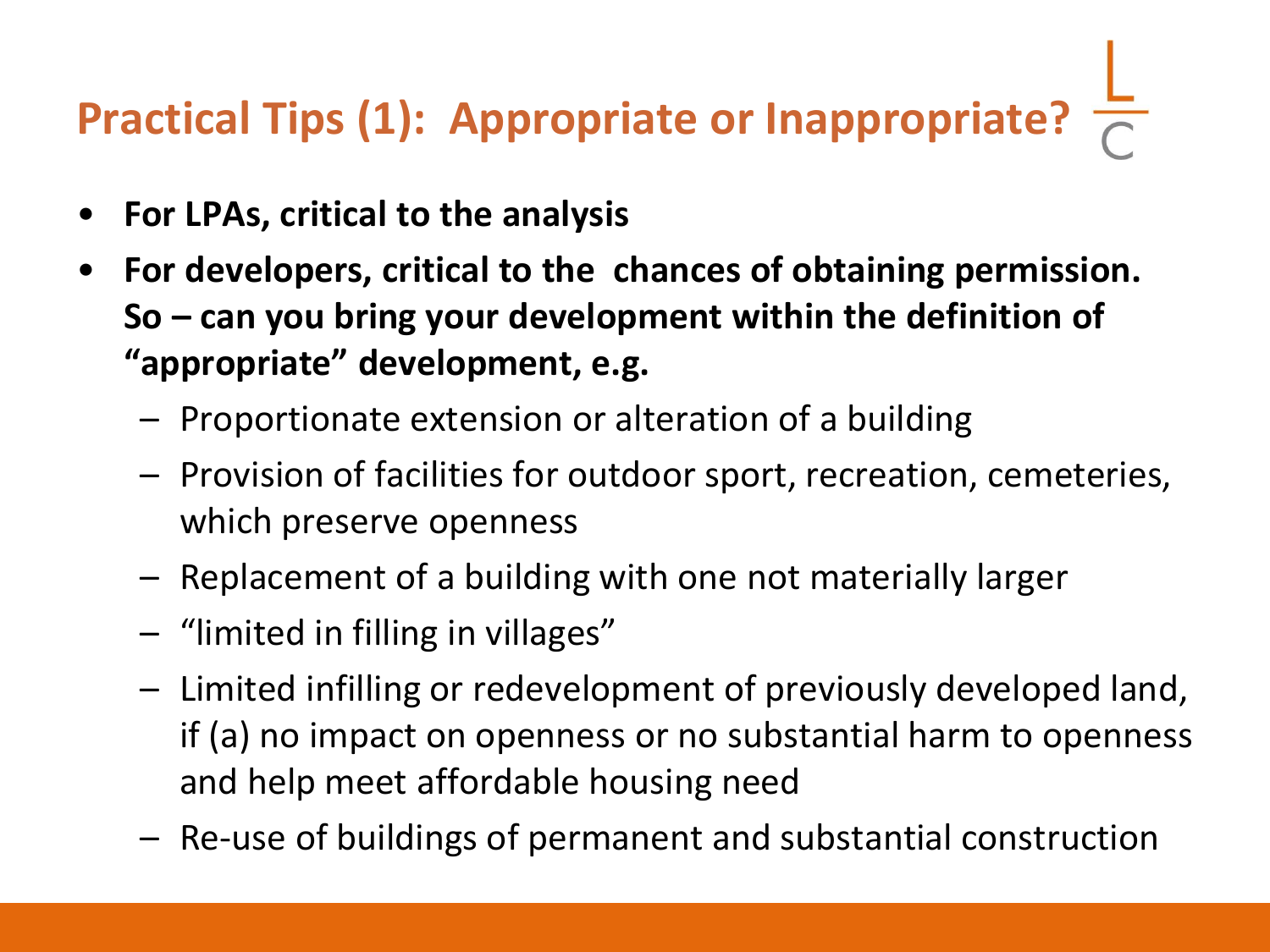# Practical Tips (1): Appropriate or Inappropriate?

- **For LPAs, critical to the analysis**
- **For developers, critical to the  chances of obtaining permission. So – can you bring your development within the definition of "appropriate" development, e.g.**
  - Proportionate extension or alteration of a building
  - Provision of facilities for outdoor sport, recreation, cemeteries, which preserve openness
  - Replacement of a building with one not materially larger
  - "limited in filling in villages"
  - Limited infilling or redevelopment of previously developed land, if (a) no impact on openness or no substantial harm to openness and help meet affordable housing need
  - Re-use of buildings of permanent and substantial construction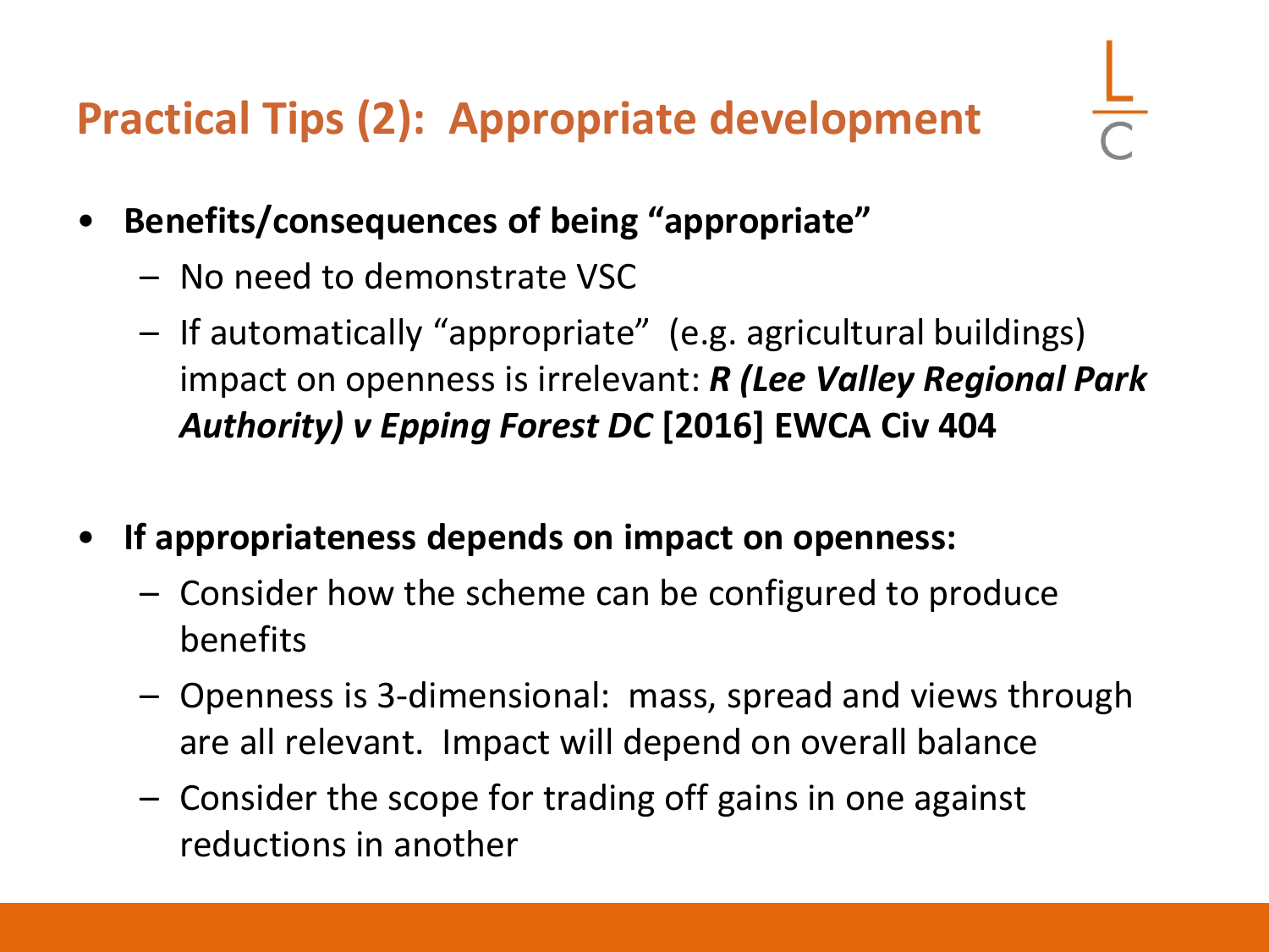# Practical Tips (2): Appropriate development

- **Benefits/consequences of being "appropriate"**
  - No need to demonstrate VSC
  - If automatically "appropriate" (e.g. agricultural buildings) impact on openness is irrelevant: ***R (Lee Valley Regional Park Authority) v Epping Forest DC* [2016] EWCA Civ 404**

- **If appropriateness depends on impact on openness:**
  - Consider how the scheme can be configured to produce benefits
  - Openness is 3-dimensional: mass, spread and views through are all relevant. Impact will depend on overall balance
  - Consider the scope for trading off gains in one against reductions in another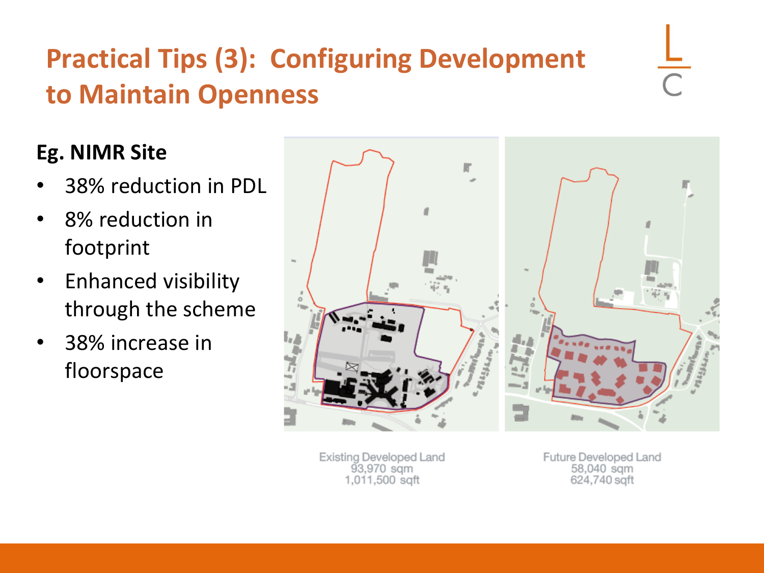# Practical Tips (3): Configuring Development to Maintain Openness

**Eg. NIMR Site**

- 38% reduction in PDL
- 8% reduction in footprint
- Enhanced visibility through the scheme
- 38% increase in floorspace

Existing Developed Land
93,970 sqm
1,011,500 sqft

Future Developed Land
58,040 sqm
624,740 sqft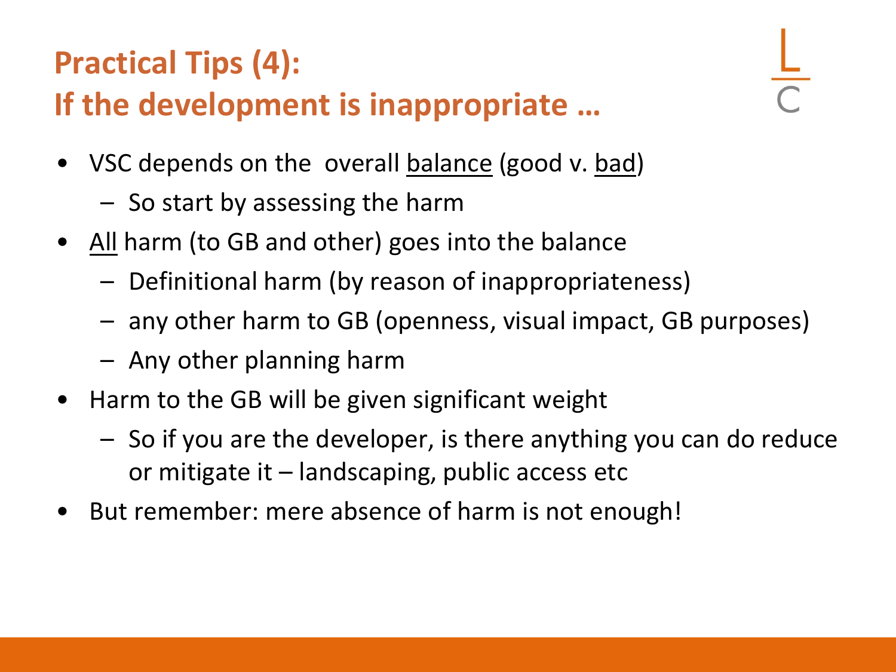## Practical Tips (4):
## If the development is inappropriate …

- VSC depends on the overall <u>balance</u> (good v. <u>bad</u>)
  - So start by assessing the harm
- <u>All</u> harm (to GB and other) goes into the balance
  - Definitional harm (by reason of inappropriateness)
  - any other harm to GB (openness, visual impact, GB purposes)
  - Any other planning harm
- Harm to the GB will be given significant weight
  - So if you are the developer, is there anything you can do reduce or mitigate it – landscaping, public access etc
- But remember: mere absence of harm is not enough!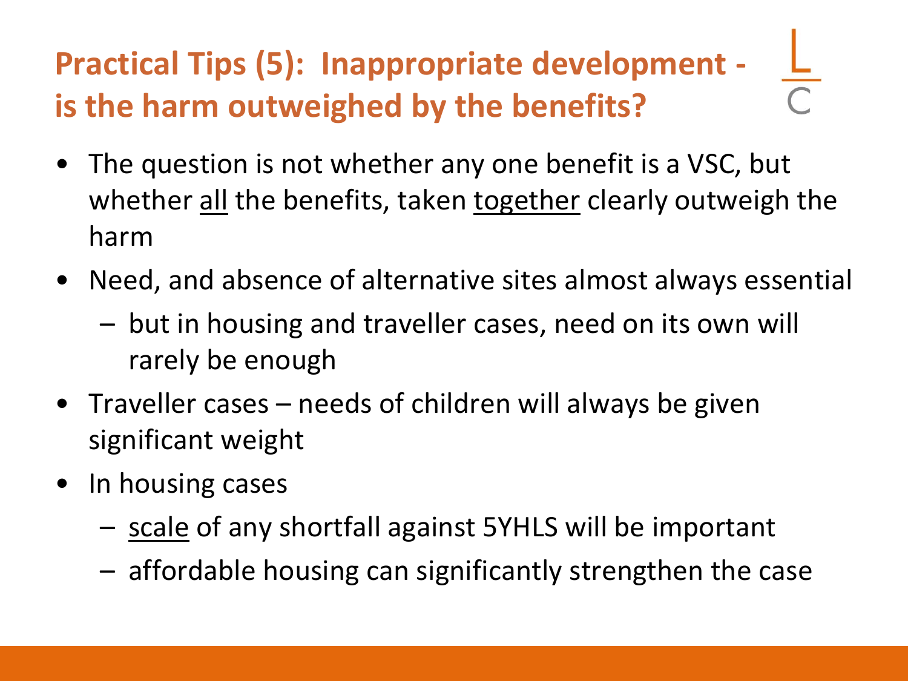## Practical Tips (5): Inappropriate development - is the harm outweighed by the benefits?

- The question is not whether any one benefit is a VSC, but whether <u>all</u> the benefits, taken <u>together</u> clearly outweigh the harm
- Need, and absence of alternative sites almost always essential
  - but in housing and traveller cases, need on its own will rarely be enough
- Traveller cases – needs of children will always be given significant weight
- In housing cases
  - <u>scale</u> of any shortfall against 5YHLS will be important
  - affordable housing can significantly strengthen the case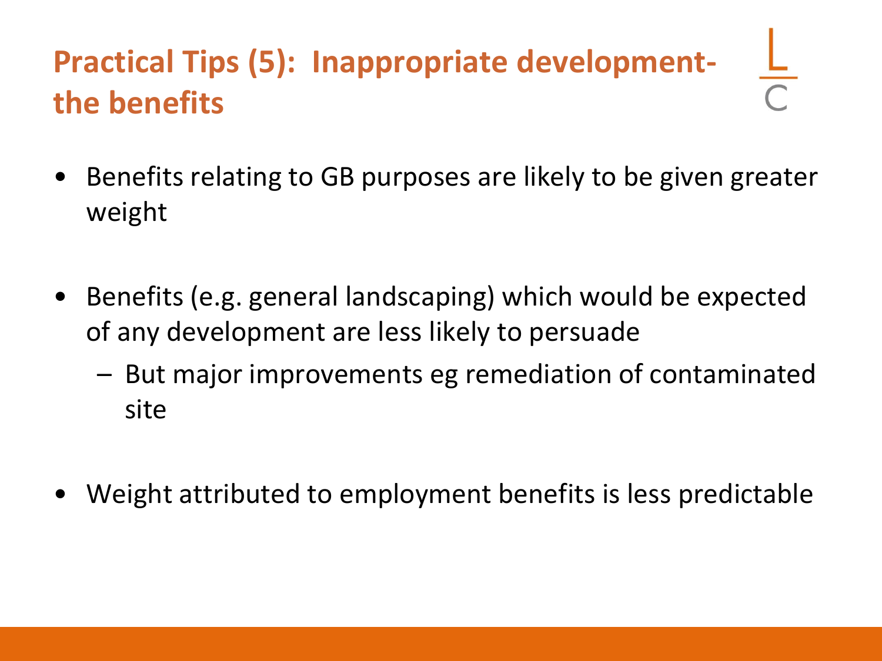# Practical Tips (5): Inappropriate development- the benefits

- Benefits relating to GB purposes are likely to be given greater weight

- Benefits (e.g. general landscaping) which would be expected of any development are less likely to persuade
  - But major improvements eg remediation of contaminated site

- Weight attributed to employment benefits is less predictable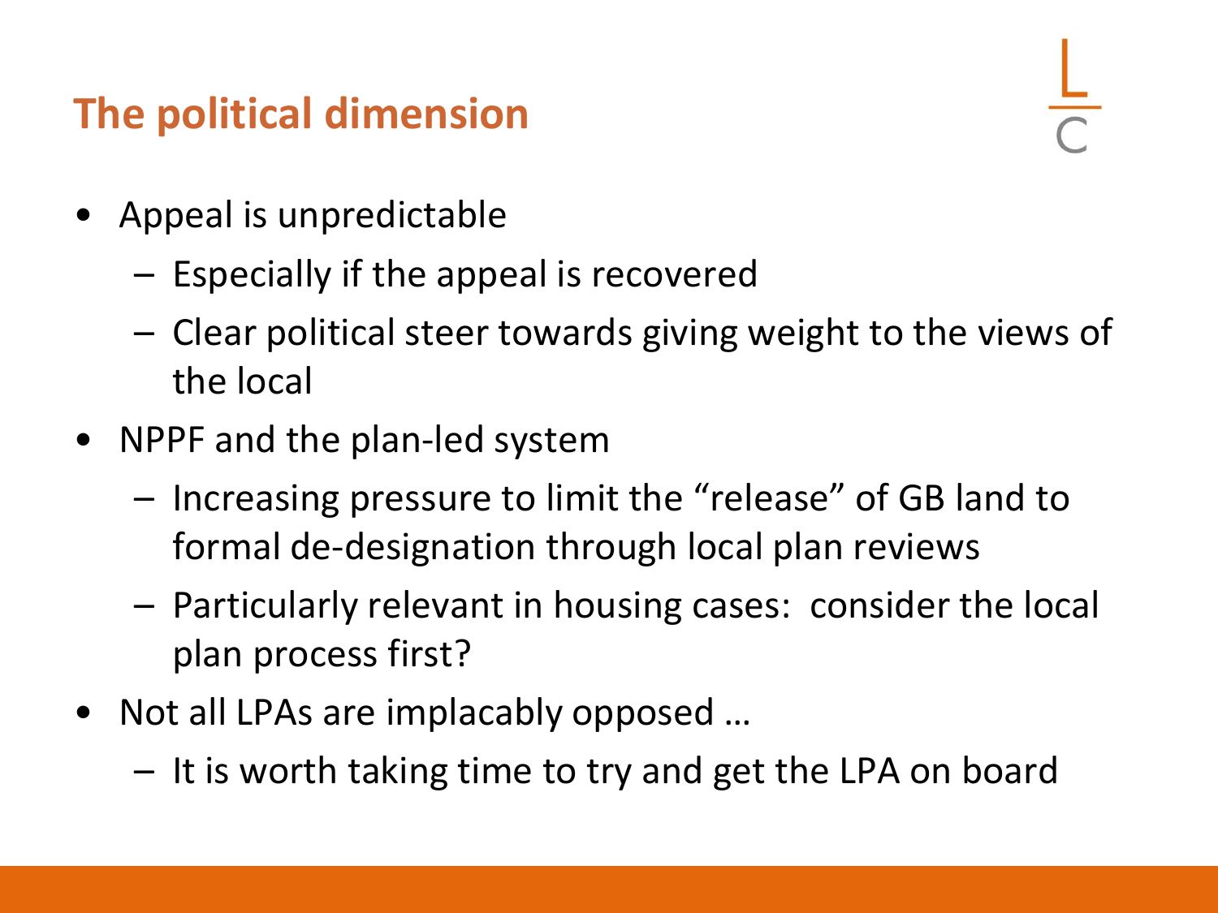## The political dimension

- Appeal is unpredictable
  - Especially if the appeal is recovered
  - Clear political steer towards giving weight to the views of the local
- NPPF and the plan-led system
  - Increasing pressure to limit the "release" of GB land to formal de-designation through local plan reviews
  - Particularly relevant in housing cases: consider the local plan process first?
- Not all LPAs are implacably opposed …
  - It is worth taking time to try and get the LPA on board